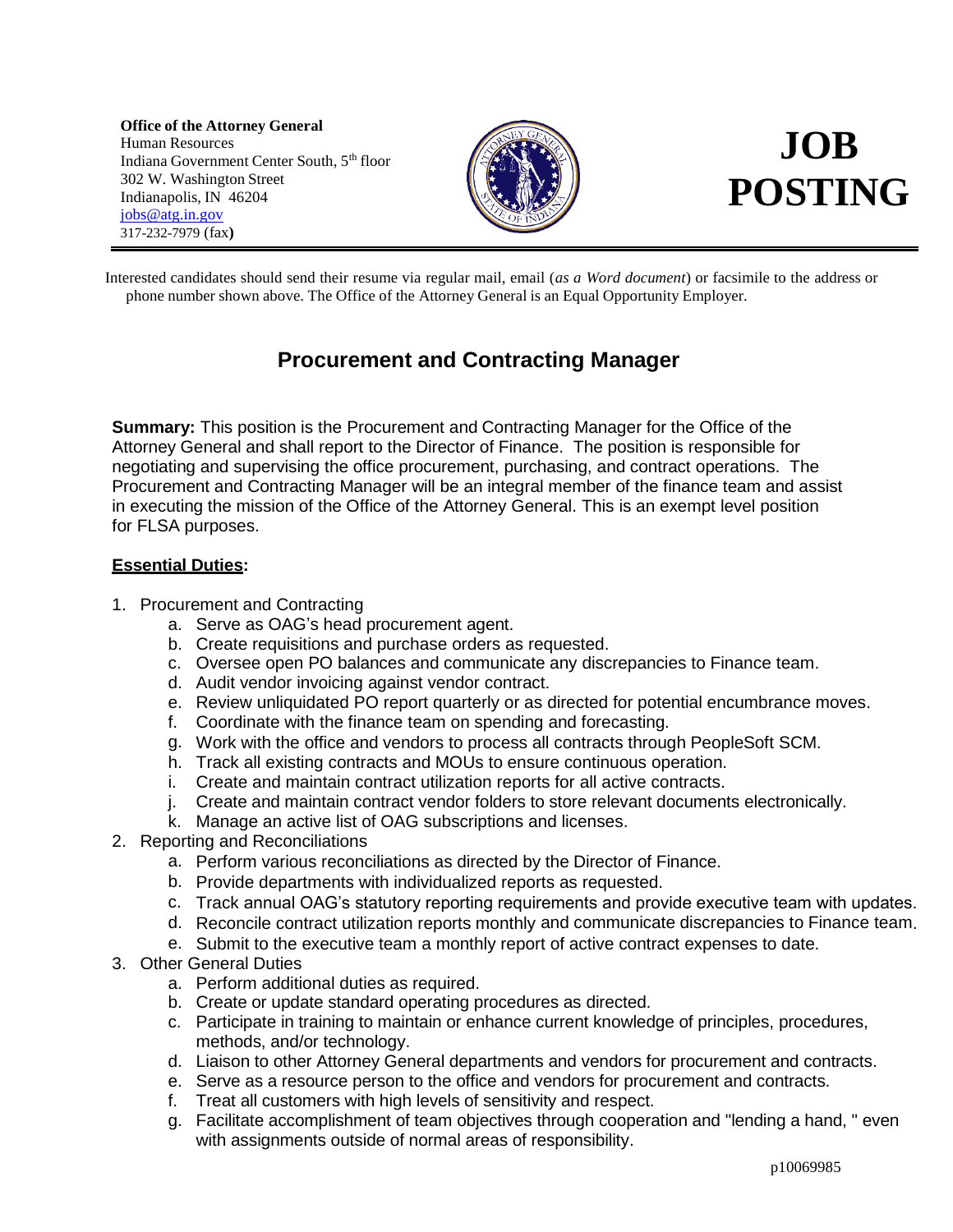**Office of the Attorney General**
Human Resources
Indiana Government Center South, 5th floor
302 W. Washington Street
Indianapolis, IN 46204
jobs@atg.in.gov
317-232-7979 (fax)

# JOB POSTING

Interested candidates should send their resume via regular mail, email (*as a Word document*) or facsimile to the address or phone number shown above. The Office of the Attorney General is an Equal Opportunity Employer.

## Procurement and Contracting Manager

**Summary:** This position is the Procurement and Contracting Manager for the Office of the Attorney General and shall report to the Director of Finance. The position is responsible for negotiating and supervising the office procurement, purchasing, and contract operations. The Procurement and Contracting Manager will be an integral member of the finance team and assist in executing the mission of the Office of the Attorney General. This is an exempt level position for FLSA purposes.

**Essential Duties:**

1. Procurement and Contracting
    a. Serve as OAG's head procurement agent.
    b. Create requisitions and purchase orders as requested.
    c. Oversee open PO balances and communicate any discrepancies to Finance team.
    d. Audit vendor invoicing against vendor contract.
    e. Review unliquidated PO report quarterly or as directed for potential encumbrance moves.
    f. Coordinate with the finance team on spending and forecasting.
    g. Work with the office and vendors to process all contracts through PeopleSoft SCM.
    h. Track all existing contracts and MOUs to ensure continuous operation.
    i. Create and maintain contract utilization reports for all active contracts.
    j. Create and maintain contract vendor folders to store relevant documents electronically.
    k. Manage an active list of OAG subscriptions and licenses.
2. Reporting and Reconciliations
    a. Perform various reconciliations as directed by the Director of Finance.
    b. Provide departments with individualized reports as requested.
    c. Track annual OAG's statutory reporting requirements and provide executive team with updates.
    d. Reconcile contract utilization reports monthly and communicate discrepancies to Finance team.
    e. Submit to the executive team a monthly report of active contract expenses to date.
3. Other General Duties
    a. Perform additional duties as required.
    b. Create or update standard operating procedures as directed.
    c. Participate in training to maintain or enhance current knowledge of principles, procedures, methods, and/or technology.
    d. Liaison to other Attorney General departments and vendors for procurement and contracts.
    e. Serve as a resource person to the office and vendors for procurement and contracts.
    f. Treat all customers with high levels of sensitivity and respect.
    g. Facilitate accomplishment of team objectives through cooperation and "lending a hand, " even with assignments outside of normal areas of responsibility.

p10069985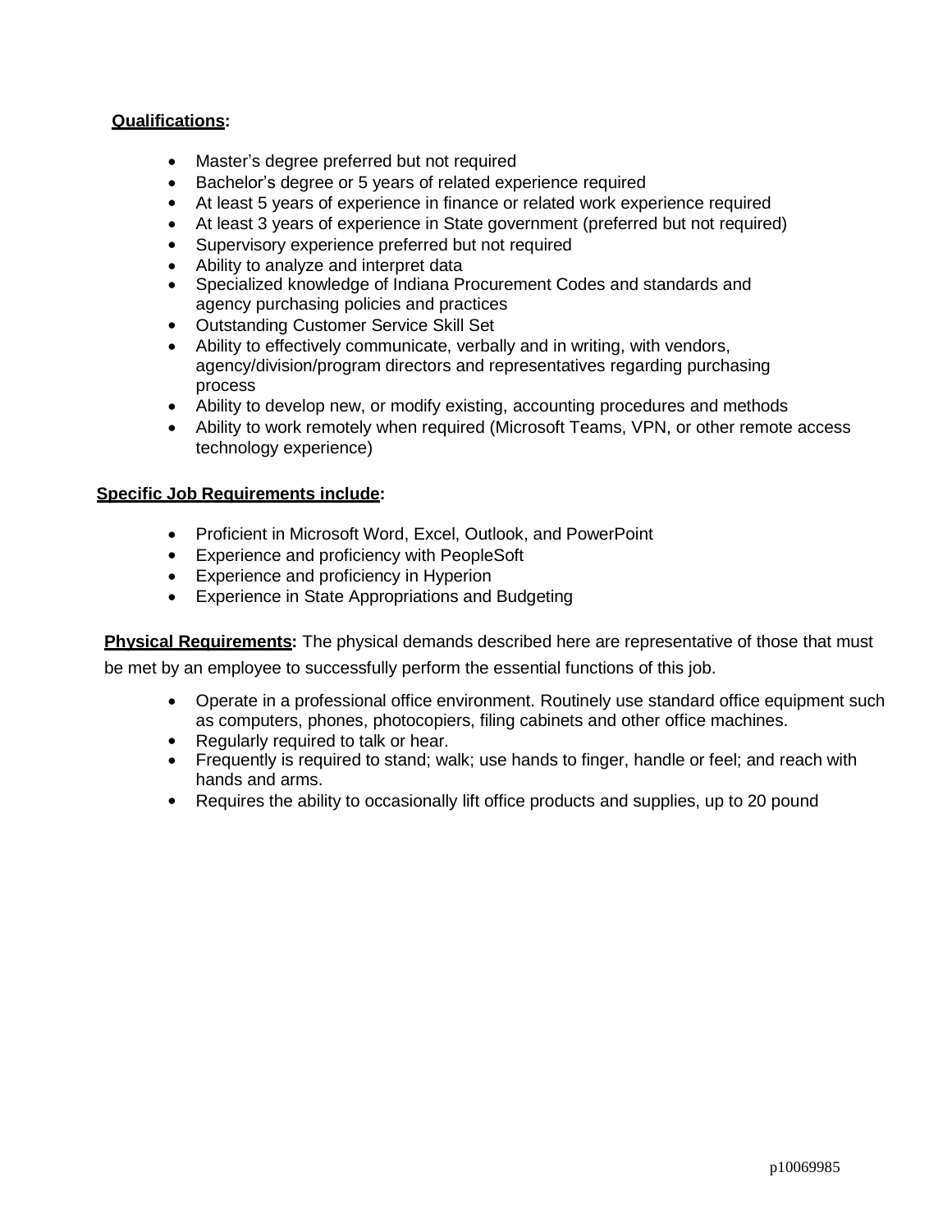**Qualifications:**

- Master's degree preferred but not required
- Bachelor's degree or 5 years of related experience required
- At least 5 years of experience in finance or related work experience required
- At least 3 years of experience in State government (preferred but not required)
- Supervisory experience preferred but not required
- Ability to analyze and interpret data
- Specialized knowledge of Indiana Procurement Codes and standards and agency purchasing policies and practices
- Outstanding Customer Service Skill Set
- Ability to effectively communicate, verbally and in writing, with vendors, agency/division/program directors and representatives regarding purchasing process
- Ability to develop new, or modify existing, accounting procedures and methods
- Ability to work remotely when required (Microsoft Teams, VPN, or other remote access technology experience)

**Specific Job Requirements include:**

- Proficient in Microsoft Word, Excel, Outlook, and PowerPoint
- Experience and proficiency with PeopleSoft
- Experience and proficiency in Hyperion
- Experience in State Appropriations and Budgeting

**Physical Requirements:** The physical demands described here are representative of those that must be met by an employee to successfully perform the essential functions of this job.

- Operate in a professional office environment. Routinely use standard office equipment such as computers, phones, photocopiers, filing cabinets and other office machines.
- Regularly required to talk or hear.
- Frequently is required to stand; walk; use hands to finger, handle or feel; and reach with hands and arms.
- Requires the ability to occasionally lift office products and supplies, up to 20 pound

p10069985